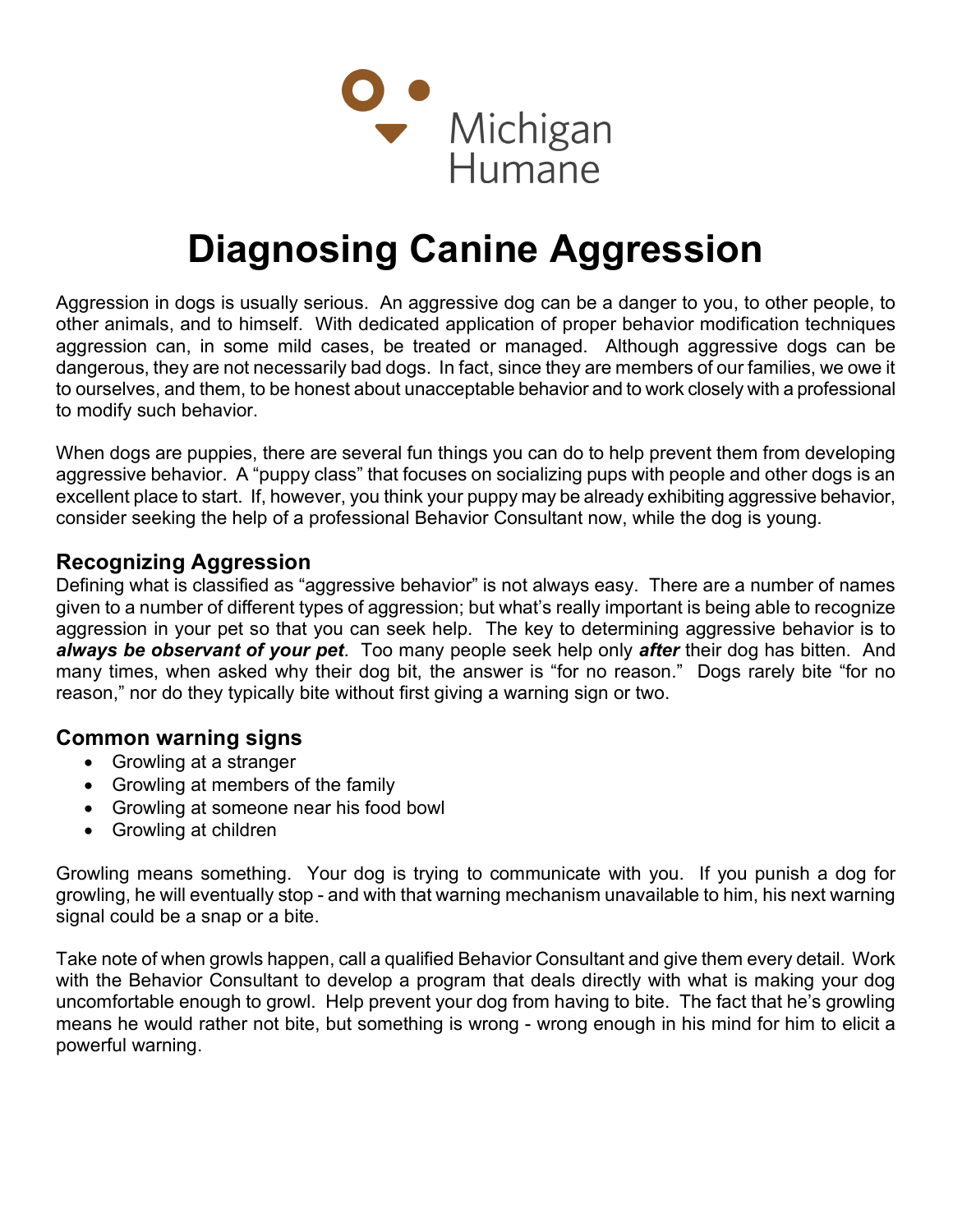Michigan Humane

# Diagnosing Canine Aggression

Aggression in dogs is usually serious. An aggressive dog can be a danger to you, to other people, to other animals, and to himself. With dedicated application of proper behavior modification techniques aggression can, in some mild cases, be treated or managed. Although aggressive dogs can be dangerous, they are not necessarily bad dogs. In fact, since they are members of our families, we owe it to ourselves, and them, to be honest about unacceptable behavior and to work closely with a professional to modify such behavior.

When dogs are puppies, there are several fun things you can do to help prevent them from developing aggressive behavior. A "puppy class" that focuses on socializing pups with people and other dogs is an excellent place to start. If, however, you think your puppy may be already exhibiting aggressive behavior, consider seeking the help of a professional Behavior Consultant now, while the dog is young.

## Recognizing Aggression

Defining what is classified as "aggressive behavior" is not always easy. There are a number of names given to a number of different types of aggression; but what's really important is being able to recognize aggression in your pet so that you can seek help. The key to determining aggressive behavior is to ***always be observant of your pet***. Too many people seek help only ***after*** their dog has bitten. And many times, when asked why their dog bit, the answer is "for no reason." Dogs rarely bite "for no reason," nor do they typically bite without first giving a warning sign or two.

## Common warning signs

- Growling at a stranger
- Growling at members of the family
- Growling at someone near his food bowl
- Growling at children

Growling means something. Your dog is trying to communicate with you. If you punish a dog for growling, he will eventually stop - and with that warning mechanism unavailable to him, his next warning signal could be a snap or a bite.

Take note of when growls happen, call a qualified Behavior Consultant and give them every detail. Work with the Behavior Consultant to develop a program that deals directly with what is making your dog uncomfortable enough to growl. Help prevent your dog from having to bite. The fact that he's growling means he would rather not bite, but something is wrong - wrong enough in his mind for him to elicit a powerful warning.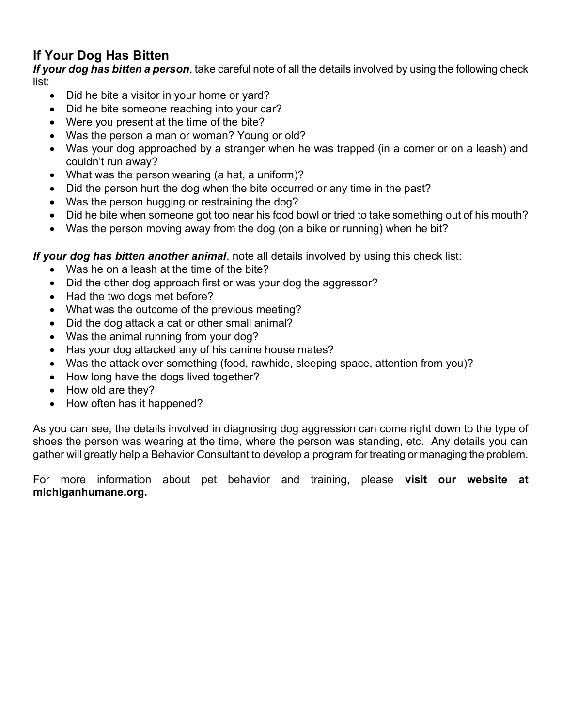## If Your Dog Has Bitten

***If your dog has bitten a person***, take careful note of all the details involved by using the following check list:

- Did he bite a visitor in your home or yard?
- Did he bite someone reaching into your car?
- Were you present at the time of the bite?
- Was the person a man or woman? Young or old?
- Was your dog approached by a stranger when he was trapped (in a corner or on a leash) and couldn't run away?
- What was the person wearing (a hat, a uniform)?
- Did the person hurt the dog when the bite occurred or any time in the past?
- Was the person hugging or restraining the dog?
- Did he bite when someone got too near his food bowl or tried to take something out of his mouth?
- Was the person moving away from the dog (on a bike or running) when he bit?

***If your dog has bitten another animal***, note all details involved by using this check list:

- Was he on a leash at the time of the bite?
- Did the other dog approach first or was your dog the aggressor?
- Had the two dogs met before?
- What was the outcome of the previous meeting?
- Did the dog attack a cat or other small animal?
- Was the animal running from your dog?
- Has your dog attacked any of his canine house mates?
- Was the attack over something (food, rawhide, sleeping space, attention from you)?
- How long have the dogs lived together?
- How old are they?
- How often has it happened?

As you can see, the details involved in diagnosing dog aggression can come right down to the type of shoes the person was wearing at the time, where the person was standing, etc. Any details you can gather will greatly help a Behavior Consultant to develop a program for treating or managing the problem.

For more information about pet behavior and training, please **visit our website at michiganhumane.org.**